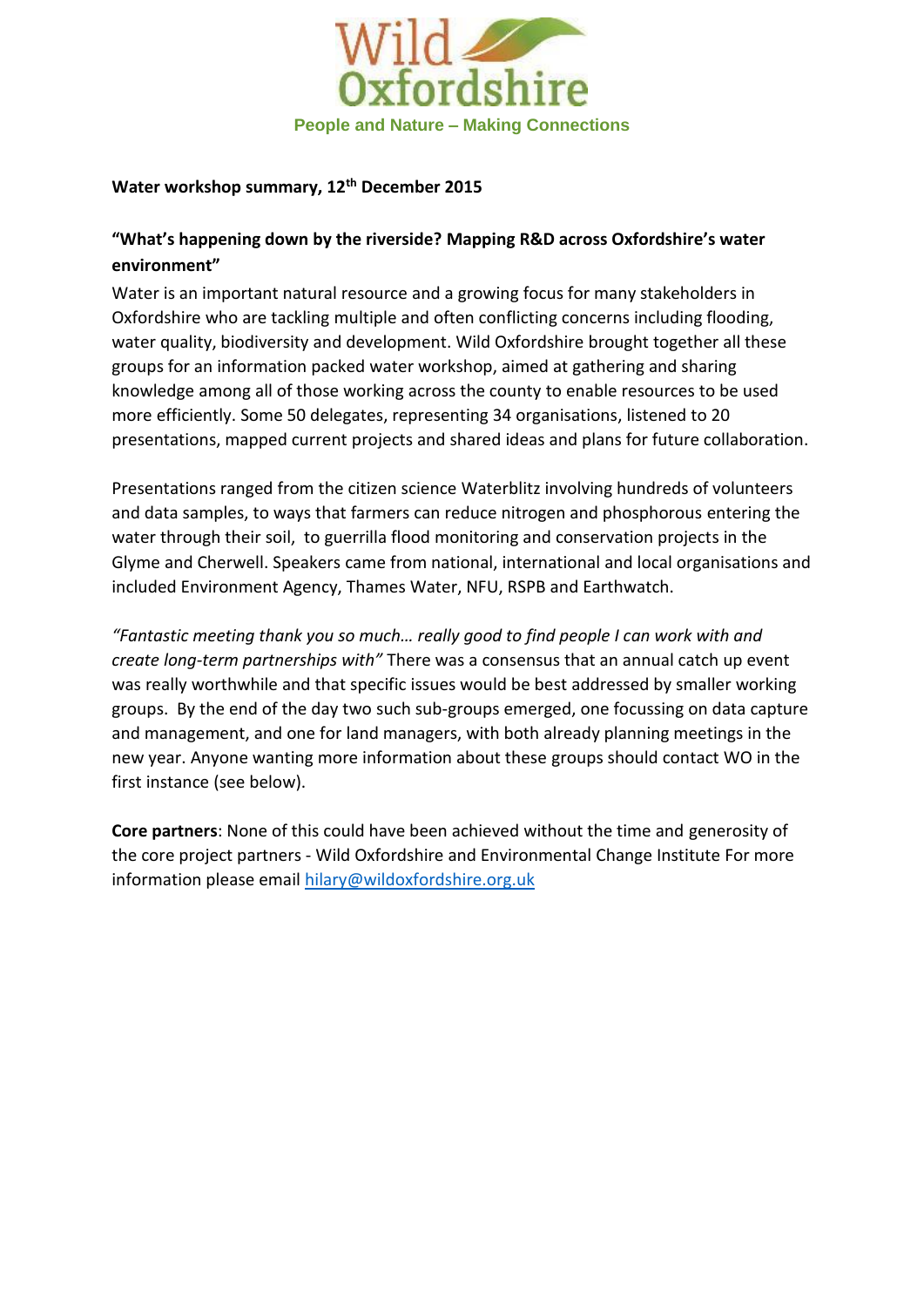# Wild Oxfordshire

People and Nature – Making Connections

**Water workshop summary, 12th December 2015**

**"What's happening down by the riverside? Mapping R&D across Oxfordshire's water environment"**

Water is an important natural resource and a growing focus for many stakeholders in Oxfordshire who are tackling multiple and often conflicting concerns including flooding, water quality, biodiversity and development. Wild Oxfordshire brought together all these groups for an information packed water workshop, aimed at gathering and sharing knowledge among all of those working across the county to enable resources to be used more efficiently. Some 50 delegates, representing 34 organisations, listened to 20 presentations, mapped current projects and shared ideas and plans for future collaboration.

Presentations ranged from the citizen science Waterblitz involving hundreds of volunteers and data samples, to ways that farmers can reduce nitrogen and phosphorous entering the water through their soil, to guerrilla flood monitoring and conservation projects in the Glyme and Cherwell. Speakers came from national, international and local organisations and included Environment Agency, Thames Water, NFU, RSPB and Earthwatch.

*"Fantastic meeting thank you so much… really good to find people I can work with and create long-term partnerships with"* There was a consensus that an annual catch up event was really worthwhile and that specific issues would be best addressed by smaller working groups. By the end of the day two such sub-groups emerged, one focussing on data capture and management, and one for land managers, with both already planning meetings in the new year. Anyone wanting more information about these groups should contact WO in the first instance (see below).

**Core partners**: None of this could have been achieved without the time and generosity of the core project partners - Wild Oxfordshire and Environmental Change Institute For more information please email hilary@wildoxfordshire.org.uk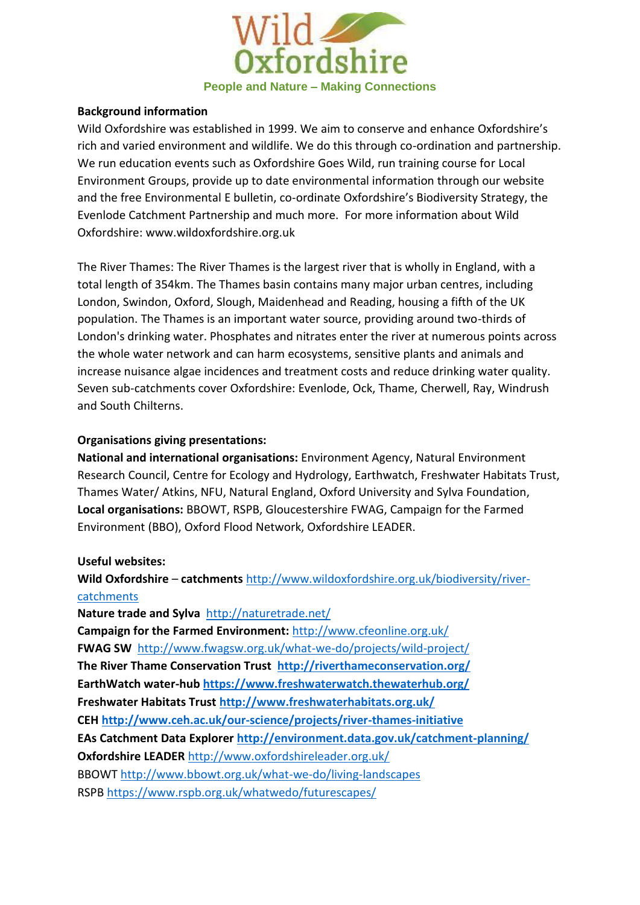# Wild Oxfordshire

**People and Nature – Making Connections**

**Background information**

Wild Oxfordshire was established in 1999. We aim to conserve and enhance Oxfordshire's rich and varied environment and wildlife. We do this through co-ordination and partnership. We run education events such as Oxfordshire Goes Wild, run training course for Local Environment Groups, provide up to date environmental information through our website and the free Environmental E bulletin, co-ordinate Oxfordshire's Biodiversity Strategy, the Evenlode Catchment Partnership and much more. For more information about Wild Oxfordshire: www.wildoxfordshire.org.uk

The River Thames: The River Thames is the largest river that is wholly in England, with a total length of 354km. The Thames basin contains many major urban centres, including London, Swindon, Oxford, Slough, Maidenhead and Reading, housing a fifth of the UK population. The Thames is an important water source, providing around two-thirds of London's drinking water. Phosphates and nitrates enter the river at numerous points across the whole water network and can harm ecosystems, sensitive plants and animals and increase nuisance algae incidences and treatment costs and reduce drinking water quality. Seven sub-catchments cover Oxfordshire: Evenlode, Ock, Thame, Cherwell, Ray, Windrush and South Chilterns.

**Organisations giving presentations:**

**National and international organisations:** Environment Agency, Natural Environment Research Council, Centre for Ecology and Hydrology, Earthwatch, Freshwater Habitats Trust, Thames Water/ Atkins, NFU, Natural England, Oxford University and Sylva Foundation, **Local organisations:** BBOWT, RSPB, Gloucestershire FWAG, Campaign for the Farmed Environment (BBO), Oxford Flood Network, Oxfordshire LEADER.

**Useful websites:**

**Wild Oxfordshire** – **catchments** http://www.wildoxfordshire.org.uk/biodiversity/river-catchments
**Nature trade and Sylva** http://naturetrade.net/
**Campaign for the Farmed Environment:** http://www.cfeonline.org.uk/
**FWAG SW** http://www.fwagsw.org.uk/what-we-do/projects/wild-project/
**The River Thame Conservation Trust** **http://riverthameconservation.org/**
**EarthWatch water-hub** **https://www.freshwaterwatch.thewaterhub.org/**
**Freshwater Habitats Trust** **http://www.freshwaterhabitats.org.uk/**
**CEH** **http://www.ceh.ac.uk/our-science/projects/river-thames-initiative**
**EAs Catchment Data Explorer** **http://environment.data.gov.uk/catchment-planning/**
**Oxfordshire LEADER** http://www.oxfordshireleader.org.uk/
BBOWT http://www.bbowt.org.uk/what-we-do/living-landscapes
RSPB https://www.rspb.org.uk/whatwedo/futurescapes/